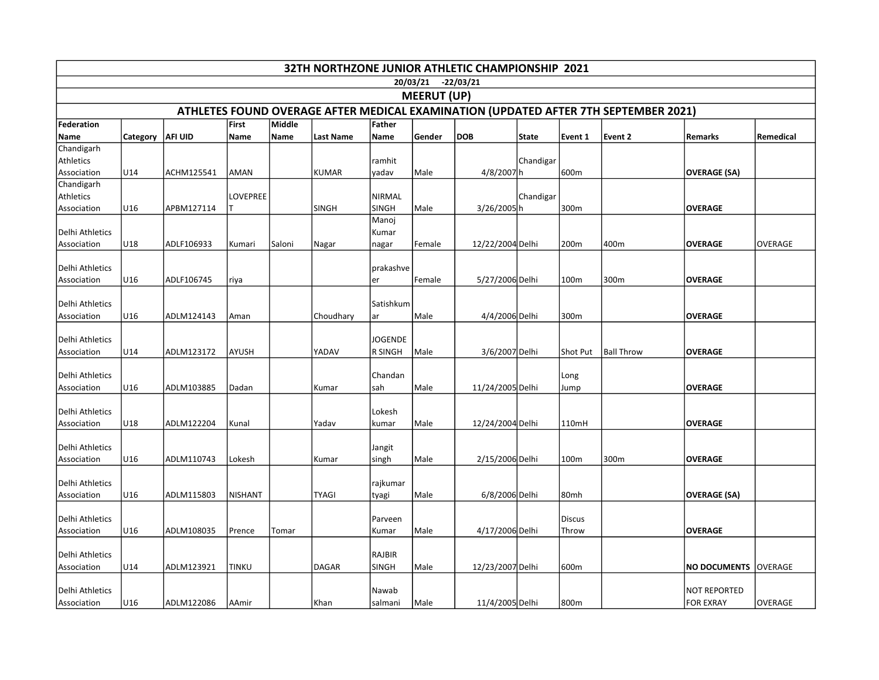# 32TH NORTHZONE JUNIOR ATHLETIC CHAMPIONSHIP 2021

20/03/21 -22/03/21

## MEERUT (UP)

## ATHLETES FOUND OVERAGE AFTER MEDICAL EXAMINATION (UPDATED AFTER 7TH SEPTEMBER 2021)

| Federation Name | Category | AFI UID | First Name | Middle Name | Last Name | Father Name | Gender | DOB | State | Event 1 | Event 2 | Remarks | Remedical |
|---|---|---|---|---|---|---|---|---|---|---|---|---|---|
| Chandigarh Athletics Association | U14 | ACHM125541 | AMAN | | KUMAR | ramhit yadav | Male | 4/8/2007 | Chandigarh | 600m | | **OVERAGE (SA)** | |
| Chandigarh Athletics Association | U16 | APBM127114 | LOVEPREET | | SINGH | NIRMAL SINGH | Male | 3/26/2005 | Chandigarh | 300m | | **OVERAGE** | |
| Delhi Athletics Association | U18 | ADLF106933 | Kumari | Saloni | Nagar | Manoj Kumar nagar | Female | 12/22/2004 | Delhi | 200m | 400m | **OVERAGE** | OVERAGE |
| Delhi Athletics Association | U16 | ADLF106745 | riya | | | prakashveer | Female | 5/27/2006 | Delhi | 100m | 300m | **OVERAGE** | |
| Delhi Athletics Association | U16 | ADLM124143 | Aman | | Choudhary | Satishkumar | Male | 4/4/2006 | Delhi | 300m | | **OVERAGE** | |
| Delhi Athletics Association | U14 | ADLM123172 | AYUSH | | YADAV | JOGENDER SINGH | Male | 3/6/2007 | Delhi | Shot Put | Ball Throw | **OVERAGE** | |
| Delhi Athletics Association | U16 | ADLM103885 | Dadan | | Kumar | Chandan sah | Male | 11/24/2005 | Delhi | Long Jump | | **OVERAGE** | |
| Delhi Athletics Association | U18 | ADLM122204 | Kunal | | Yadav | Lokesh kumar | Male | 12/24/2004 | Delhi | 110mH | | **OVERAGE** | |
| Delhi Athletics Association | U16 | ADLM110743 | Lokesh | | Kumar | Jangit singh | Male | 2/15/2006 | Delhi | 100m | 300m | **OVERAGE** | |
| Delhi Athletics Association | U16 | ADLM115803 | NISHANT | | TYAGI | rajkumar tyagi | Male | 6/8/2006 | Delhi | 80mh | | **OVERAGE (SA)** | |
| Delhi Athletics Association | U16 | ADLM108035 | Prence | Tomar | | Parveen Kumar | Male | 4/17/2006 | Delhi | Discus Throw | | **OVERAGE** | |
| Delhi Athletics Association | U14 | ADLM123921 | TINKU | | DAGAR | RAJBIR SINGH | Male | 12/23/2007 | Delhi | 600m | | **NO DOCUMENTS** | OVERAGE |
| Delhi Athletics Association | U16 | ADLM122086 | AAmir | | Khan | Nawab salmani | Male | 11/4/2005 | Delhi | 800m | | NOT REPORTED FOR EXRAY | OVERAGE |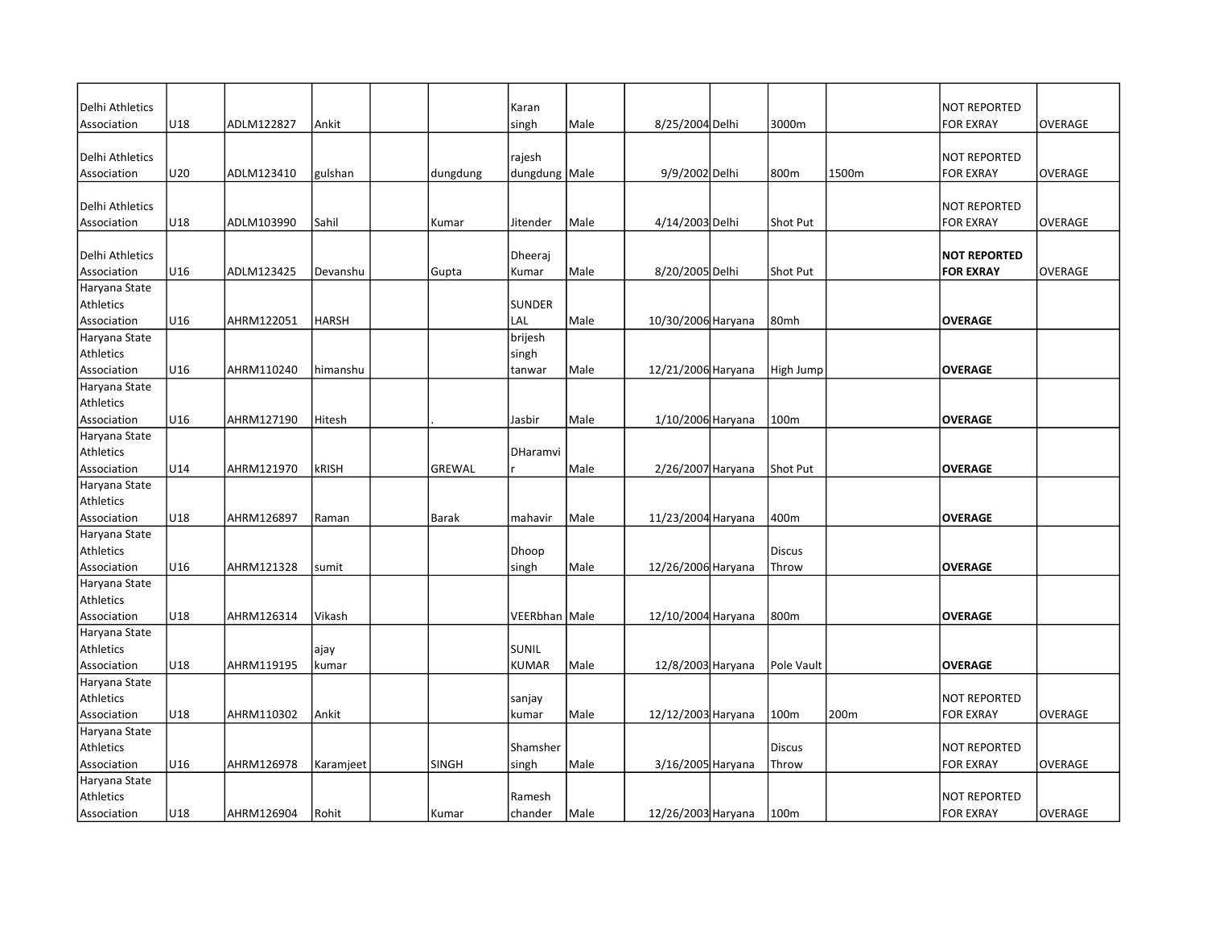| | | | | | | | | | | | | | |
|---|---|---|---|---|---|---|---|---|---|---|---|---|---|
| Delhi Athletics Association | U18 | ADLM122827 | Ankit | | | Karan singh | Male | 8/25/2004 | Delhi | 3000m | | NOT REPORTED FOR EXRAY | OVERAGE |
| Delhi Athletics Association | U20 | ADLM123410 | gulshan | | dungdung | rajesh dungdung | Male | 9/9/2002 | Delhi | 800m | 1500m | NOT REPORTED FOR EXRAY | OVERAGE |
| Delhi Athletics Association | U18 | ADLM103990 | Sahil | | Kumar | Jitender | Male | 4/14/2003 | Delhi | Shot Put | | NOT REPORTED FOR EXRAY | OVERAGE |
| Delhi Athletics Association | U16 | ADLM123425 | Devanshu | | Gupta | Dheeraj Kumar | Male | 8/20/2005 | Delhi | Shot Put | | **NOT REPORTED FOR EXRAY** | OVERAGE |
| Haryana State Athletics Association | U16 | AHRM122051 | HARSH | | | SUNDER LAL | Male | 10/30/2006 | Haryana | 80mh | | **OVERAGE** | |
| Haryana State Athletics Association | U16 | AHRM110240 | himanshu | | | brijesh singh tanwar | Male | 12/21/2006 | Haryana | High Jump | | **OVERAGE** | |
| Haryana State Athletics Association | U16 | AHRM127190 | Hitesh | | . | Jasbir | Male | 1/10/2006 | Haryana | 100m | | **OVERAGE** | |
| Haryana State Athletics Association | U14 | AHRM121970 | kRISH | | GREWAL | DHaramvir | Male | 2/26/2007 | Haryana | Shot Put | | **OVERAGE** | |
| Haryana State Athletics Association | U18 | AHRM126897 | Raman | | Barak | mahavir | Male | 11/23/2004 | Haryana | 400m | | **OVERAGE** | |
| Haryana State Athletics Association | U16 | AHRM121328 | sumit | | | Dhoop singh | Male | 12/26/2006 | Haryana | Discus Throw | | **OVERAGE** | |
| Haryana State Athletics Association | U18 | AHRM126314 | Vikash | | | VEERbhan | Male | 12/10/2004 | Haryana | 800m | | **OVERAGE** | |
| Haryana State Athletics Association | U18 | AHRM119195 | ajay kumar | | | SUNIL KUMAR | Male | 12/8/2003 | Haryana | Pole Vault | | **OVERAGE** | |
| Haryana State Athletics Association | U18 | AHRM110302 | Ankit | | | sanjay kumar | Male | 12/12/2003 | Haryana | 100m | 200m | NOT REPORTED FOR EXRAY | OVERAGE |
| Haryana State Athletics Association | U16 | AHRM126978 | Karamjeet | | SINGH | Shamsher singh | Male | 3/16/2005 | Haryana | Discus Throw | | NOT REPORTED FOR EXRAY | OVERAGE |
| Haryana State Athletics Association | U18 | AHRM126904 | Rohit | | Kumar | Ramesh chander | Male | 12/26/2003 | Haryana | 100m | | NOT REPORTED FOR EXRAY | OVERAGE |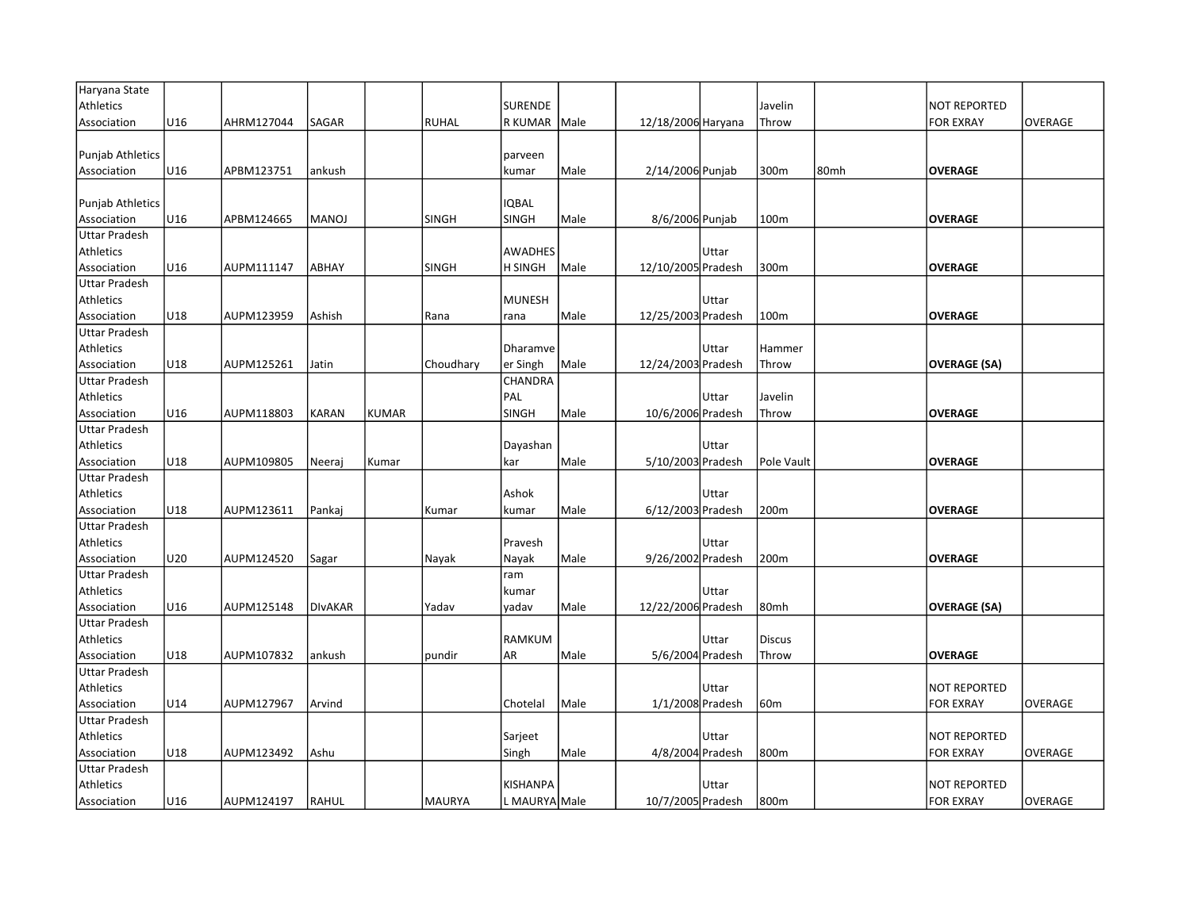| | | | | | | | | | | | | | |
|---|---|---|---|---|---|---|---|---|---|---|---|---|---|
| Haryana State Athletics Association | U16 | AHRM127044 | SAGAR | | RUHAL | SURENDER KUMAR | Male | 12/18/2006 | Haryana | Javelin Throw | | NOT REPORTED FOR EXRAY | OVERAGE |
| Punjab Athletics Association | U16 | APBM123751 | ankush | | | parveen kumar | Male | 2/14/2006 | Punjab | 300m | 80mh | **OVERAGE** | |
| Punjab Athletics Association | U16 | APBM124665 | MANOJ | | SINGH | IQBAL SINGH | Male | 8/6/2006 | Punjab | 100m | | **OVERAGE** | |
| Uttar Pradesh Athletics Association | U16 | AUPM111147 | ABHAY | | SINGH | AWADHESH SINGH | Male | 12/10/2005 | Uttar Pradesh | 300m | | **OVERAGE** | |
| Uttar Pradesh Athletics Association | U18 | AUPM123959 | Ashish | | Rana | MUNESH rana | Male | 12/25/2003 | Uttar Pradesh | 100m | | **OVERAGE** | |
| Uttar Pradesh Athletics Association | U18 | AUPM125261 | Jatin | | Choudhary | Dharamveer Singh | Male | 12/24/2003 | Uttar Pradesh | Hammer Throw | | **OVERAGE (SA)** | |
| Uttar Pradesh Athletics Association | U16 | AUPM118803 | KARAN | KUMAR | | CHANDRA PAL SINGH | Male | 10/6/2006 | Uttar Pradesh | Javelin Throw | | **OVERAGE** | |
| Uttar Pradesh Athletics Association | U18 | AUPM109805 | Neeraj | Kumar | | Dayashankar | Male | 5/10/2003 | Uttar Pradesh | Pole Vault | | **OVERAGE** | |
| Uttar Pradesh Athletics Association | U18 | AUPM123611 | Pankaj | | Kumar | Ashok kumar | Male | 6/12/2003 | Uttar Pradesh | 200m | | **OVERAGE** | |
| Uttar Pradesh Athletics Association | U20 | AUPM124520 | Sagar | | Nayak | Pravesh Nayak | Male | 9/26/2002 | Uttar Pradesh | 200m | | **OVERAGE** | |
| Uttar Pradesh Athletics Association | U16 | AUPM125148 | DIvAKAR | | Yadav | ram kumar yadav | Male | 12/22/2006 | Uttar Pradesh | 80mh | | **OVERAGE (SA)** | |
| Uttar Pradesh Athletics Association | U18 | AUPM107832 | ankush | | pundir | RAMKUMAR | Male | 5/6/2004 | Uttar Pradesh | Discus Throw | | **OVERAGE** | |
| Uttar Pradesh Athletics Association | U14 | AUPM127967 | Arvind | | | Chotelal | Male | 1/1/2008 | Uttar Pradesh | 60m | | NOT REPORTED FOR EXRAY | OVERAGE |
| Uttar Pradesh Athletics Association | U18 | AUPM123492 | Ashu | | | Sarjeet Singh | Male | 4/8/2004 | Uttar Pradesh | 800m | | NOT REPORTED FOR EXRAY | OVERAGE |
| Uttar Pradesh Athletics Association | U16 | AUPM124197 | RAHUL | | MAURYA | KISHANPAL MAURYA | Male | 10/7/2005 | Uttar Pradesh | 800m | | NOT REPORTED FOR EXRAY | OVERAGE |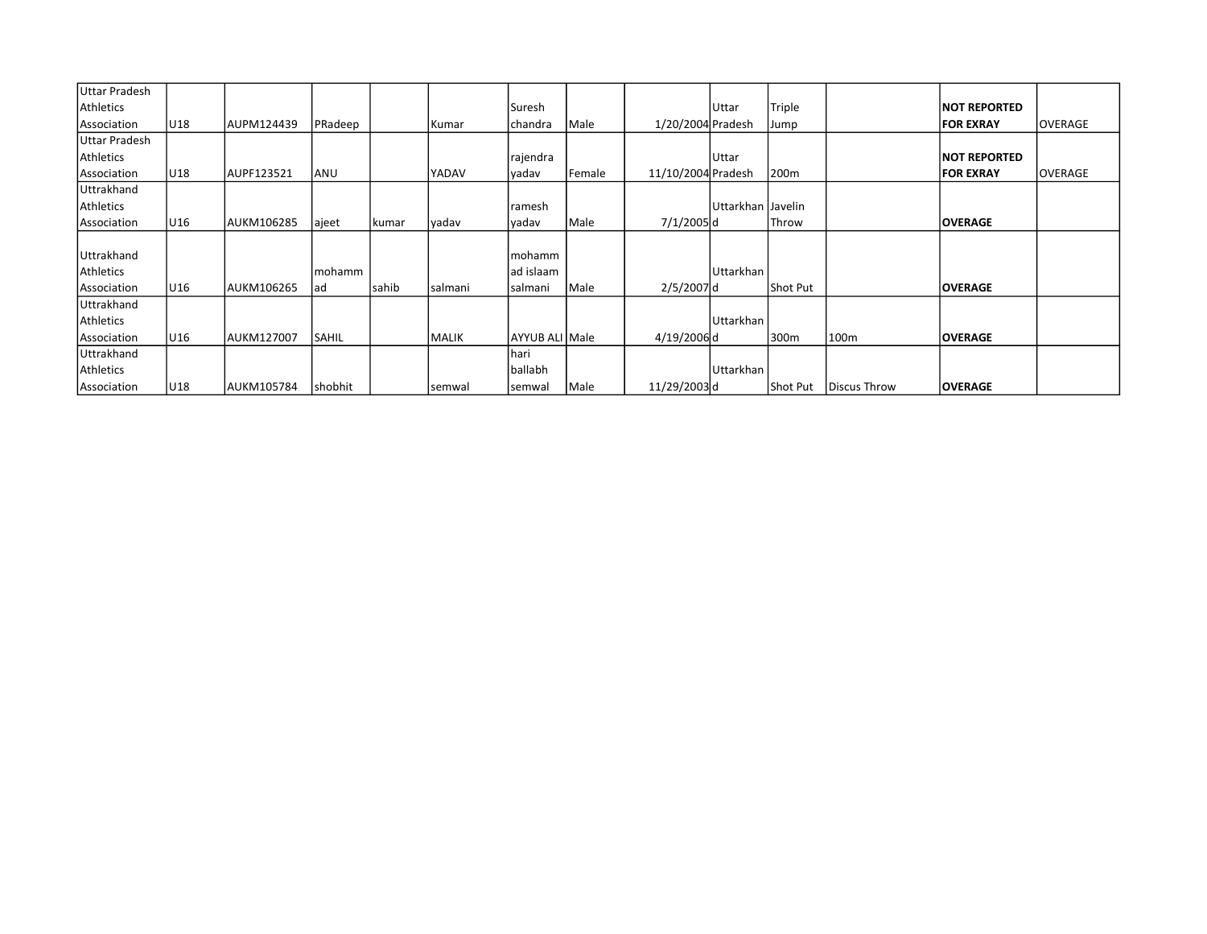| | | | | | | | | | | | | | |
|---|---|---|---|---|---|---|---|---|---|---|---|---|---|
| Uttar Pradesh Athletics Association | U18 | AUPM124439 | PRadeep | | Kumar | Suresh chandra | Male | 1/20/2004 | Uttar Pradesh | Triple Jump | | **NOT REPORTED FOR EXRAY** | OVERAGE |
| Uttar Pradesh Athletics Association | U18 | AUPF123521 | ANU | | YADAV | rajendra yadav | Female | 11/10/2004 | Uttar Pradesh | 200m | | **NOT REPORTED FOR EXRAY** | OVERAGE |
| Uttrakhand Athletics Association | U16 | AUKM106285 | ajeet | kumar | yadav | ramesh yadav | Male | 7/1/2005 | Uttarkhand | Javelin Throw | | **OVERAGE** | |
| Uttrakhand Athletics Association | U16 | AUKM106265 | mohammad | sahib | salmani | mohammad islaam salmani | Male | 2/5/2007 | Uttarkhand | Shot Put | | **OVERAGE** | |
| Uttrakhand Athletics Association | U16 | AUKM127007 | SAHIL | | MALIK | AYYUB ALI | Male | 4/19/2006 | Uttarkhand | 300m | 100m | **OVERAGE** | |
| Uttrakhand Athletics Association | U18 | AUKM105784 | shobhit | | semwal | hari ballabh semwal | Male | 11/29/2003 | Uttarkhand | Shot Put | Discus Throw | **OVERAGE** | |